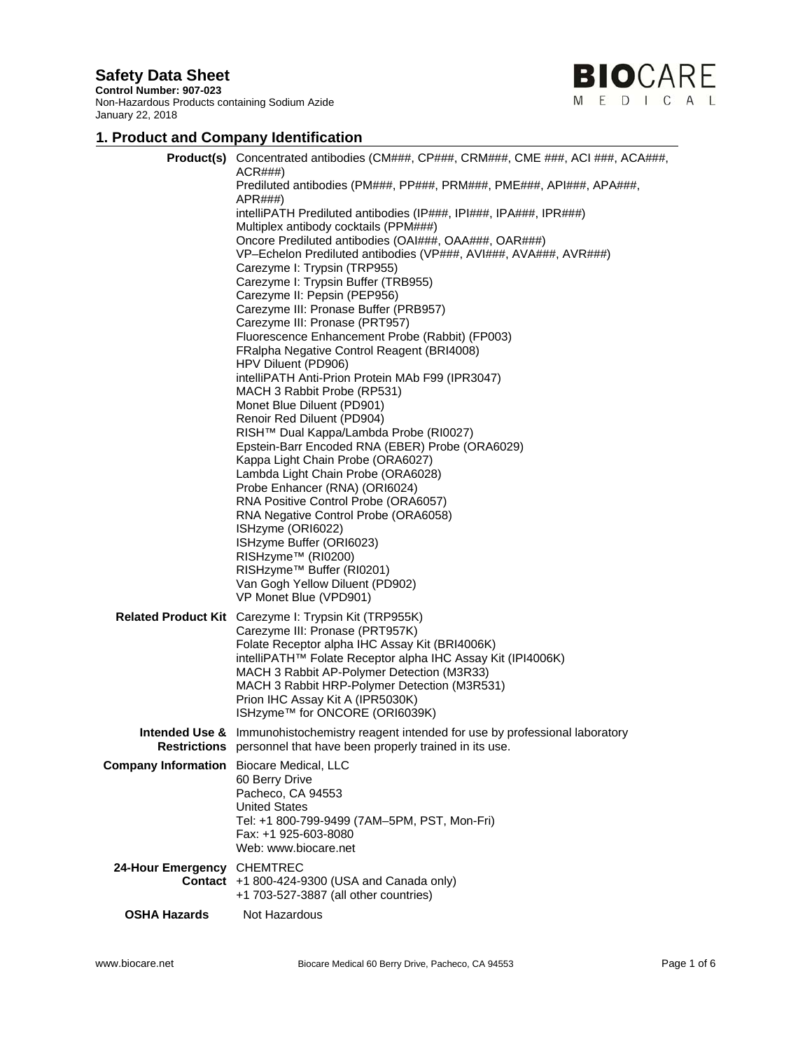# Safety Data Sheet

**Control Number: 907-023**
Non-Hazardous Products containing Sodium Azide
January 22, 2018

## 1. Product and Company Identification

**Product(s)**
Concentrated antibodies (CM###, CP###, CRM###, CME ###, ACI ###, ACA###, ACR###)
Prediluted antibodies (PM###, PP###, PRM###, PME###, API###, APA###, APR###)
intelliPATH Prediluted antibodies (IP###, IPI###, IPA###, IPR###)
Multiplex antibody cocktails (PPM###)
Oncore Prediluted antibodies (OAI###, OAA###, OAR###)
VP–Echelon Prediluted antibodies (VP###, AVI###, AVA###, AVR###)
Carezyme I: Trypsin (TRP955)
Carezyme I: Trypsin Buffer (TRB955)
Carezyme II: Pepsin (PEP956)
Carezyme III: Pronase Buffer (PRB957)
Carezyme III: Pronase (PRT957)
Fluorescence Enhancement Probe (Rabbit) (FP003)
FRalpha Negative Control Reagent (BRI4008)
HPV Diluent (PD906)
intelliPATH Anti-Prion Protein MAb F99 (IPR3047)
MACH 3 Rabbit Probe (RP531)
Monet Blue Diluent (PD901)
Renoir Red Diluent (PD904)
RISH™ Dual Kappa/Lambda Probe (RI0027)
Epstein-Barr Encoded RNA (EBER) Probe (ORA6029)
Kappa Light Chain Probe (ORA6027)
Lambda Light Chain Probe (ORA6028)
Probe Enhancer (RNA) (ORI6024)
RNA Positive Control Probe (ORA6057)
RNA Negative Control Probe (ORA6058)
ISHzyme (ORI6022)
ISHzyme Buffer (ORI6023)
RISHzyme™ (RI0200)
RISHzyme™ Buffer (RI0201)
Van Gogh Yellow Diluent (PD902)
VP Monet Blue (VPD901)

**Related Product Kit**
Carezyme I: Trypsin Kit (TRP955K)
Carezyme III: Pronase (PRT957K)
Folate Receptor alpha IHC Assay Kit (BRI4006K)
intelliPATH™ Folate Receptor alpha IHC Assay Kit (IPI4006K)
MACH 3 Rabbit AP-Polymer Detection (M3R33)
MACH 3 Rabbit HRP-Polymer Detection (M3R531)
Prion IHC Assay Kit A (IPR5030K)
ISHzyme™ for ONCORE (ORI6039K)

**Intended Use & Restrictions**
Immunohistochemistry reagent intended for use by professional laboratory personnel that have been properly trained in its use.

**Company Information**
Biocare Medical, LLC
60 Berry Drive
Pacheco, CA 94553
United States
Tel: +1 800-799-9499 (7AM–5PM, PST, Mon-Fri)
Fax: +1 925-603-8080
Web: www.biocare.net

**24-Hour Emergency Contact**
CHEMTREC
+1 800-424-9300 (USA and Canada only)
+1 703-527-3887 (all other countries)

**OSHA Hazards**
Not Hazardous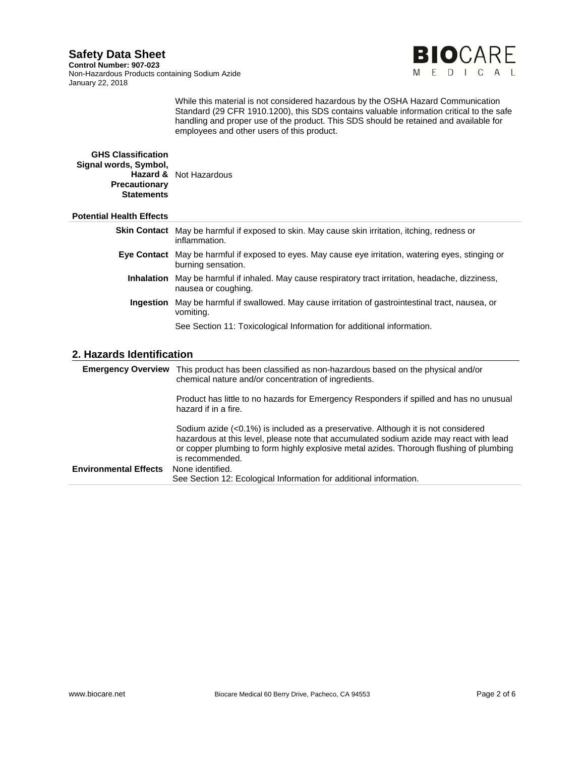While this material is not considered hazardous by the OSHA Hazard Communication Standard (29 CFR 1910.1200), this SDS contains valuable information critical to the safe handling and proper use of the product. This SDS should be retained and available for employees and other users of this product.

| | |
|---|---|
| **GHS Classification Signal words, Symbol, Hazard & Precautionary Statements** | Not Hazardous |

**Potential Health Effects**

| | |
|---|---|
| **Skin Contact** | May be harmful if exposed to skin. May cause skin irritation, itching, redness or inflammation. |
| **Eye Contact** | May be harmful if exposed to eyes. May cause eye irritation, watering eyes, stinging or burning sensation. |
| **Inhalation** | May be harmful if inhaled. May cause respiratory tract irritation, headache, dizziness, nausea or coughing. |
| **Ingestion** | May be harmful if swallowed. May cause irritation of gastrointestinal tract, nausea, or vomiting. |
| | See Section 11: Toxicological Information for additional information. |

## 2. Hazards Identification

| | |
|---|---|
| **Emergency Overview** | This product has been classified as non-hazardous based on the physical and/or chemical nature and/or concentration of ingredients.<br><br>Product has little to no hazards for Emergency Responders if spilled and has no unusual hazard if in a fire.<br><br>Sodium azide (<0.1%) is included as a preservative. Although it is not considered hazardous at this level, please note that accumulated sodium azide may react with lead or copper plumbing to form highly explosive metal azides. Thorough flushing of plumbing is recommended. |
| **Environmental Effects** | None identified.<br>See Section 12: Ecological Information for additional information. |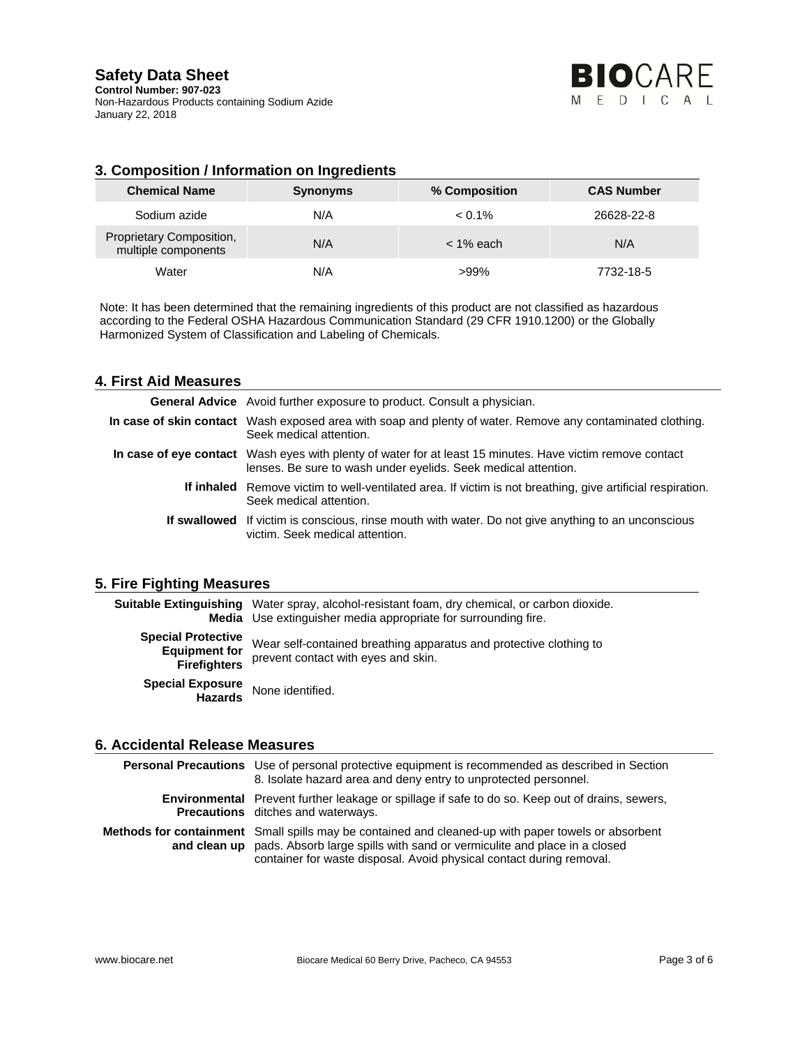## 3. Composition / Information on Ingredients

| Chemical Name | Synonyms | % Composition | CAS Number |
| --- | --- | --- | --- |
| Sodium azide | N/A | < 0.1% | 26628-22-8 |
| Proprietary Composition, multiple components | N/A | < 1% each | N/A |
| Water | N/A | >99% | 7732-18-5 |

Note: It has been determined that the remaining ingredients of this product are not classified as hazardous according to the Federal OSHA Hazardous Communication Standard (29 CFR 1910.1200) or the Globally Harmonized System of Classification and Labeling of Chemicals.

## 4. First Aid Measures

**General Advice** Avoid further exposure to product. Consult a physician.

**In case of skin contact** Wash exposed area with soap and plenty of water. Remove any contaminated clothing. Seek medical attention.

**In case of eye contact** Wash eyes with plenty of water for at least 15 minutes. Have victim remove contact lenses. Be sure to wash under eyelids. Seek medical attention.

**If inhaled** Remove victim to well-ventilated area. If victim is not breathing, give artificial respiration. Seek medical attention.

**If swallowed** If victim is conscious, rinse mouth with water. Do not give anything to an unconscious victim. Seek medical attention.

## 5. Fire Fighting Measures

**Suitable Extinguishing Media** Water spray, alcohol-resistant foam, dry chemical, or carbon dioxide. Use extinguisher media appropriate for surrounding fire.

**Special Protective Equipment for Firefighters** Wear self-contained breathing apparatus and protective clothing to prevent contact with eyes and skin.

**Special Exposure Hazards** None identified.

## 6. Accidental Release Measures

**Personal Precautions** Use of personal protective equipment is recommended as described in Section 8. Isolate hazard area and deny entry to unprotected personnel.

**Environmental Precautions** Prevent further leakage or spillage if safe to do so. Keep out of drains, sewers, ditches and waterways.

**Methods for containment and clean up** Small spills may be contained and cleaned-up with paper towels or absorbent pads. Absorb large spills with sand or vermiculite and place in a closed container for waste disposal. Avoid physical contact during removal.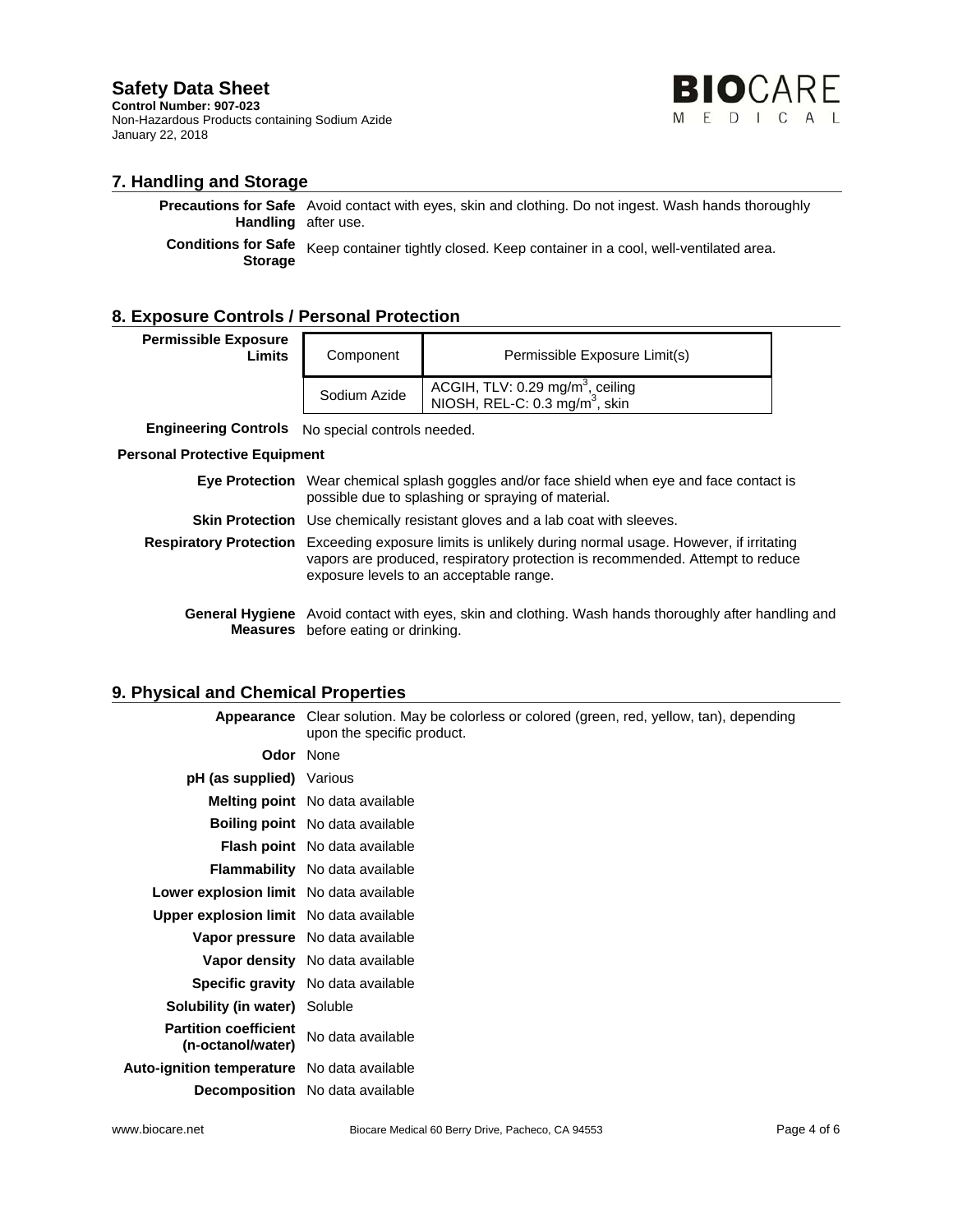## 7. Handling and Storage

**Precautions for Safe Handling** Avoid contact with eyes, skin and clothing. Do not ingest. Wash hands thoroughly after use.

**Conditions for Safe Storage** Keep container tightly closed. Keep container in a cool, well-ventilated area.

## 8. Exposure Controls / Personal Protection

**Permissible Exposure Limits**

| Component | Permissible Exposure Limit(s) |
| --- | --- |
| Sodium Azide | ACGIH, TLV: 0.29 $mg/m^3$, ceiling<br>NIOSH, REL-C: 0.3 $mg/m^3$, skin |

**Engineering Controls** No special controls needed.

**Personal Protective Equipment**

**Eye Protection** Wear chemical splash goggles and/or face shield when eye and face contact is possible due to splashing or spraying of material.

**Skin Protection** Use chemically resistant gloves and a lab coat with sleeves.

**Respiratory Protection** Exceeding exposure limits is unlikely during normal usage. However, if irritating vapors are produced, respiratory protection is recommended. Attempt to reduce exposure levels to an acceptable range.

**General Hygiene Measures** Avoid contact with eyes, skin and clothing. Wash hands thoroughly after handling and before eating or drinking.

## 9. Physical and Chemical Properties

**Appearance** Clear solution. May be colorless or colored (green, red, yellow, tan), depending upon the specific product.

**Odor** None

**pH (as supplied)** Various

**Melting point** No data available

**Boiling point** No data available

**Flash point** No data available

**Flammability** No data available

**Lower explosion limit** No data available

**Upper explosion limit** No data available

**Vapor pressure** No data available

**Vapor density** No data available

**Specific gravity** No data available

**Solubility (in water)** Soluble

**Partition coefficient (n-octanol/water)** No data available

**Auto-ignition temperature** No data available

**Decomposition** No data available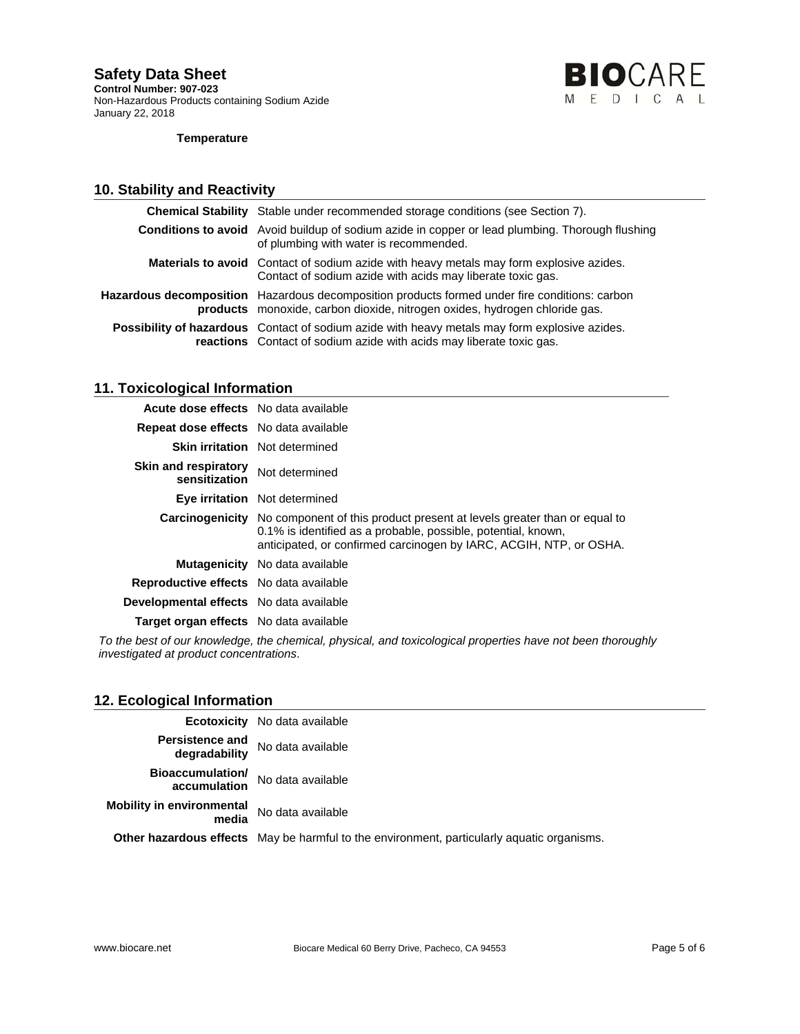**Temperature**

## 10. Stability and Reactivity

| | |
|---|---|
| **Chemical Stability** | Stable under recommended storage conditions (see Section 7). |
| **Conditions to avoid** | Avoid buildup of sodium azide in copper or lead plumbing. Thorough flushing of plumbing with water is recommended. |
| **Materials to avoid** | Contact of sodium azide with heavy metals may form explosive azides. Contact of sodium azide with acids may liberate toxic gas. |
| **Hazardous decomposition products** | Hazardous decomposition products formed under fire conditions: carbon monoxide, carbon dioxide, nitrogen oxides, hydrogen chloride gas. |
| **Possibility of hazardous reactions** | Contact of sodium azide with heavy metals may form explosive azides. Contact of sodium azide with acids may liberate toxic gas. |

## 11. Toxicological Information

| | |
|---|---|
| **Acute dose effects** | No data available |
| **Repeat dose effects** | No data available |
| **Skin irritation** | Not determined |
| **Skin and respiratory sensitization** | Not determined |
| **Eye irritation** | Not determined |
| **Carcinogenicity** | No component of this product present at levels greater than or equal to 0.1% is identified as a probable, possible, potential, known, anticipated, or confirmed carcinogen by IARC, ACGIH, NTP, or OSHA. |
| **Mutagenicity** | No data available |
| **Reproductive effects** | No data available |
| **Developmental effects** | No data available |
| **Target organ effects** | No data available |

*To the best of our knowledge, the chemical, physical, and toxicological properties have not been thoroughly investigated at product concentrations*.

## 12. Ecological Information

| | |
|---|---|
| **Ecotoxicity** | No data available |
| **Persistence and degradability** | No data available |
| **Bioaccumulation/ accumulation** | No data available |
| **Mobility in environmental media** | No data available |
| **Other hazardous effects** | May be harmful to the environment, particularly aquatic organisms. |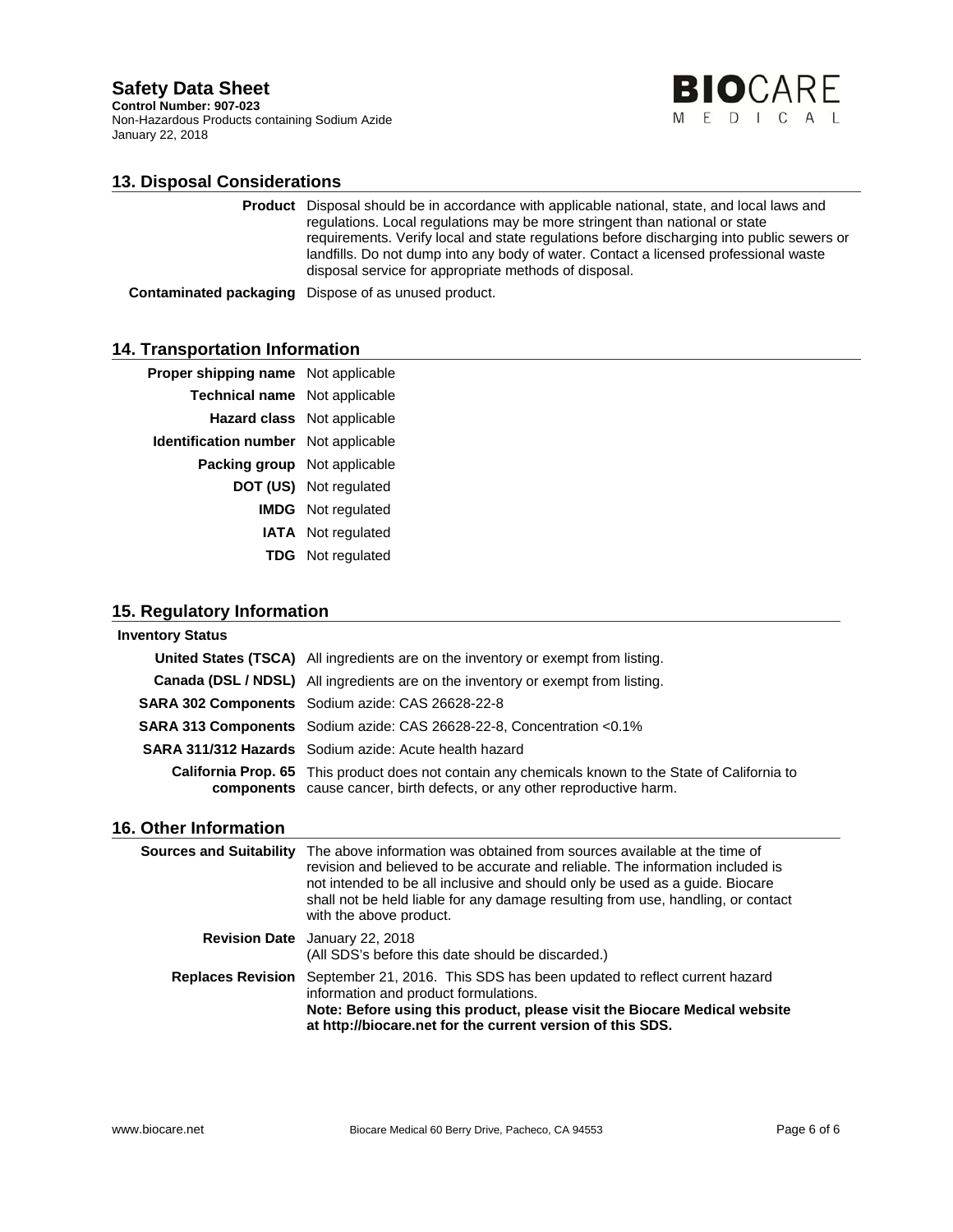## 13. Disposal Considerations

| | |
|---|---|
| **Product** | Disposal should be in accordance with applicable national, state, and local laws and regulations. Local regulations may be more stringent than national or state requirements. Verify local and state regulations before discharging into public sewers or landfills. Do not dump into any body of water. Contact a licensed professional waste disposal service for appropriate methods of disposal. |
| **Contaminated packaging** | Dispose of as unused product. |

## 14. Transportation Information

| | |
|---|---|
| **Proper shipping name** | Not applicable |
| **Technical name** | Not applicable |
| **Hazard class** | Not applicable |
| **Identification number** | Not applicable |
| **Packing group** | Not applicable |
| **DOT (US)** | Not regulated |
| **IMDG** | Not regulated |
| **IATA** | Not regulated |
| **TDG** | Not regulated |

## 15. Regulatory Information

**Inventory Status**

| | |
|---|---|
| **United States (TSCA)** | All ingredients are on the inventory or exempt from listing. |
| **Canada (DSL / NDSL)** | All ingredients are on the inventory or exempt from listing. |
| **SARA 302 Components** | Sodium azide: CAS 26628-22-8 |
| **SARA 313 Components** | Sodium azide: CAS 26628-22-8, Concentration <0.1% |
| **SARA 311/312 Hazards** | Sodium azide: Acute health hazard |
| **California Prop. 65 components** | This product does not contain any chemicals known to the State of California to cause cancer, birth defects, or any other reproductive harm. |

## 16. Other Information

| | |
|---|---|
| **Sources and Suitability** | The above information was obtained from sources available at the time of revision and believed to be accurate and reliable. The information included is not intended to be all inclusive and should only be used as a guide. Biocare shall not be held liable for any damage resulting from use, handling, or contact with the above product. |
| **Revision Date** | January 22, 2018<br>(All SDS's before this date should be discarded.) |
| **Replaces Revision** | September 21, 2016. This SDS has been updated to reflect current hazard information and product formulations.<br>**Note: Before using this product, please visit the Biocare Medical website at http://biocare.net for the current version of this SDS.** |